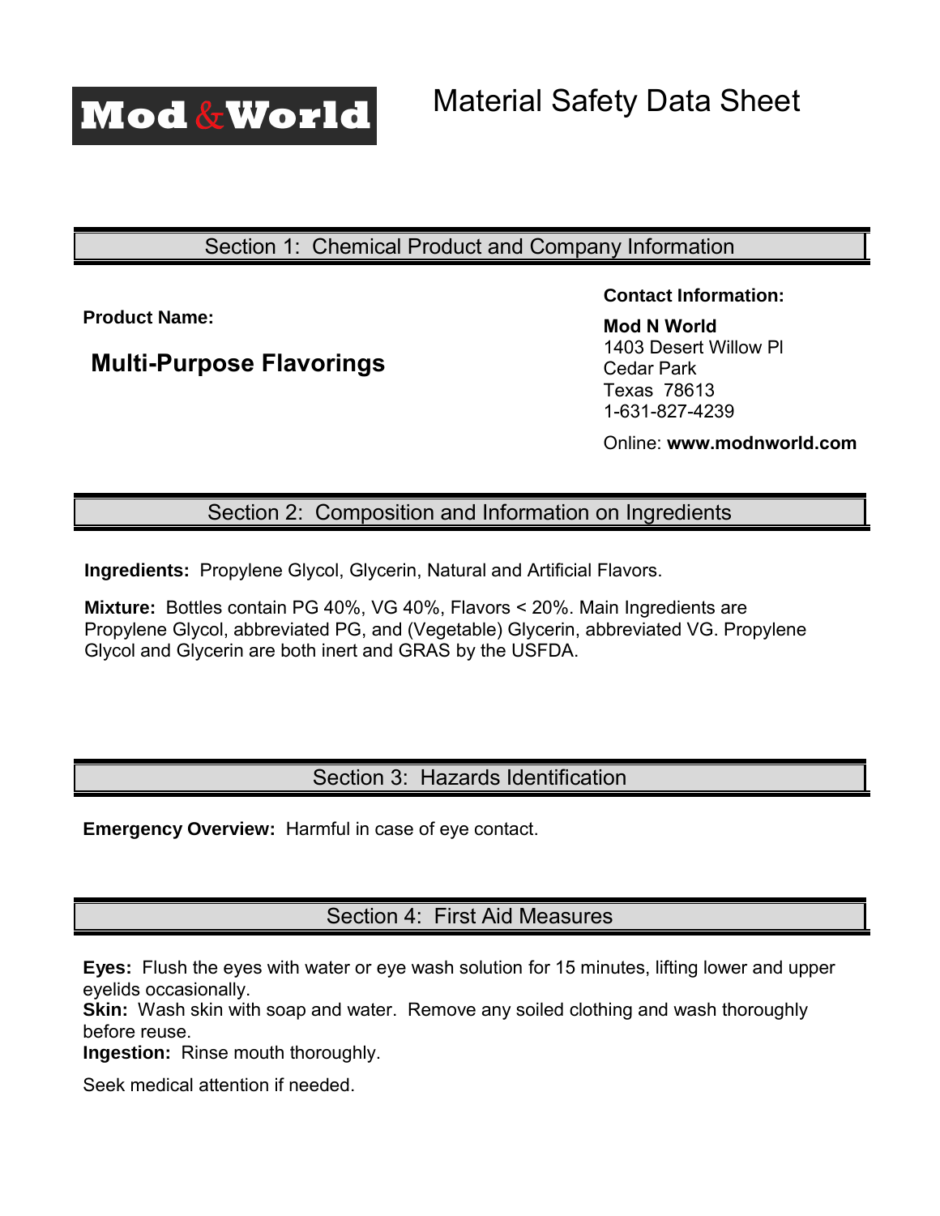**Mod & World**

# Material Safety Data Sheet

## Section 1: Chemical Product and Company Information

**Product Name:**

**Multi-Purpose Flavorings**

**Contact Information:**

**Mod N World**
1403 Desert Willow Pl
Cedar Park
Texas 78613
1-631-827-4239

Online: **www.modnworld.com**

## Section 2: Composition and Information on Ingredients

**Ingredients:** Propylene Glycol, Glycerin, Natural and Artificial Flavors.

**Mixture:** Bottles contain PG 40%, VG 40%, Flavors < 20%. Main Ingredients are Propylene Glycol, abbreviated PG, and (Vegetable) Glycerin, abbreviated VG. Propylene Glycol and Glycerin are both inert and GRAS by the USFDA.

## Section 3: Hazards Identification

**Emergency Overview:** Harmful in case of eye contact.

## Section 4: First Aid Measures

**Eyes:** Flush the eyes with water or eye wash solution for 15 minutes, lifting lower and upper eyelids occasionally.
**Skin:** Wash skin with soap and water. Remove any soiled clothing and wash thoroughly before reuse.
**Ingestion:** Rinse mouth thoroughly.

Seek medical attention if needed.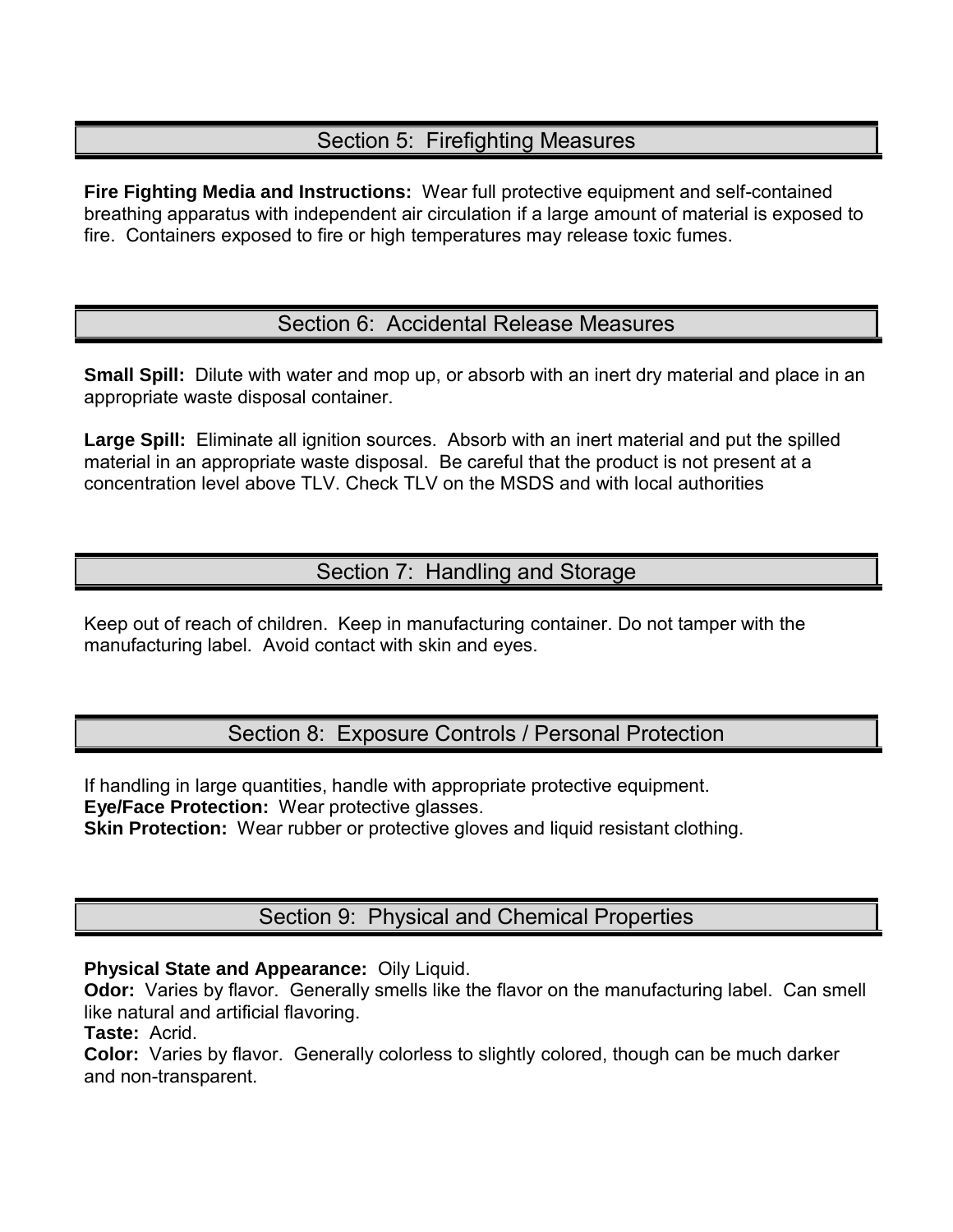## Section 5: Firefighting Measures

**Fire Fighting Media and Instructions:** Wear full protective equipment and self-contained breathing apparatus with independent air circulation if a large amount of material is exposed to fire. Containers exposed to fire or high temperatures may release toxic fumes.

## Section 6: Accidental Release Measures

**Small Spill:** Dilute with water and mop up, or absorb with an inert dry material and place in an appropriate waste disposal container.

**Large Spill:** Eliminate all ignition sources. Absorb with an inert material and put the spilled material in an appropriate waste disposal. Be careful that the product is not present at a concentration level above TLV. Check TLV on the MSDS and with local authorities

## Section 7: Handling and Storage

Keep out of reach of children. Keep in manufacturing container. Do not tamper with the manufacturing label. Avoid contact with skin and eyes.

## Section 8: Exposure Controls / Personal Protection

If handling in large quantities, handle with appropriate protective equipment.
**Eye/Face Protection:** Wear protective glasses.
**Skin Protection:** Wear rubber or protective gloves and liquid resistant clothing.

## Section 9: Physical and Chemical Properties

**Physical State and Appearance:** Oily Liquid.
**Odor:** Varies by flavor. Generally smells like the flavor on the manufacturing label. Can smell like natural and artificial flavoring.
**Taste:** Acrid.
**Color:** Varies by flavor. Generally colorless to slightly colored, though can be much darker and non-transparent.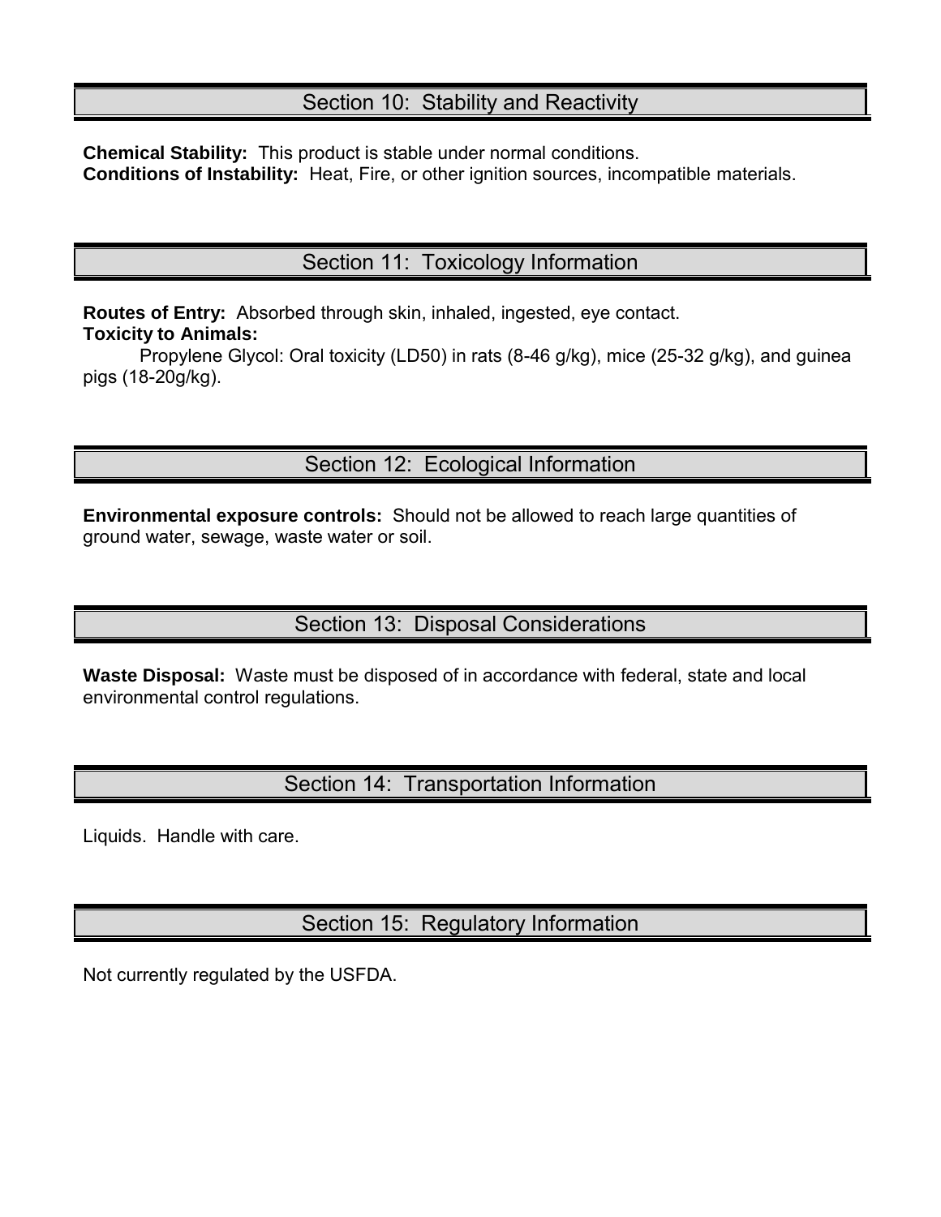## Section 10: Stability and Reactivity

**Chemical Stability:** This product is stable under normal conditions.
**Conditions of Instability:** Heat, Fire, or other ignition sources, incompatible materials.

## Section 11: Toxicology Information

**Routes of Entry:** Absorbed through skin, inhaled, ingested, eye contact.
**Toxicity to Animals:**

Propylene Glycol: Oral toxicity (LD50) in rats (8-46 g/kg), mice (25-32 g/kg), and guinea pigs (18-20g/kg).

## Section 12: Ecological Information

**Environmental exposure controls:** Should not be allowed to reach large quantities of ground water, sewage, waste water or soil.

## Section 13: Disposal Considerations

**Waste Disposal:** Waste must be disposed of in accordance with federal, state and local environmental control regulations.

## Section 14: Transportation Information

Liquids. Handle with care.

## Section 15: Regulatory Information

Not currently regulated by the USFDA.